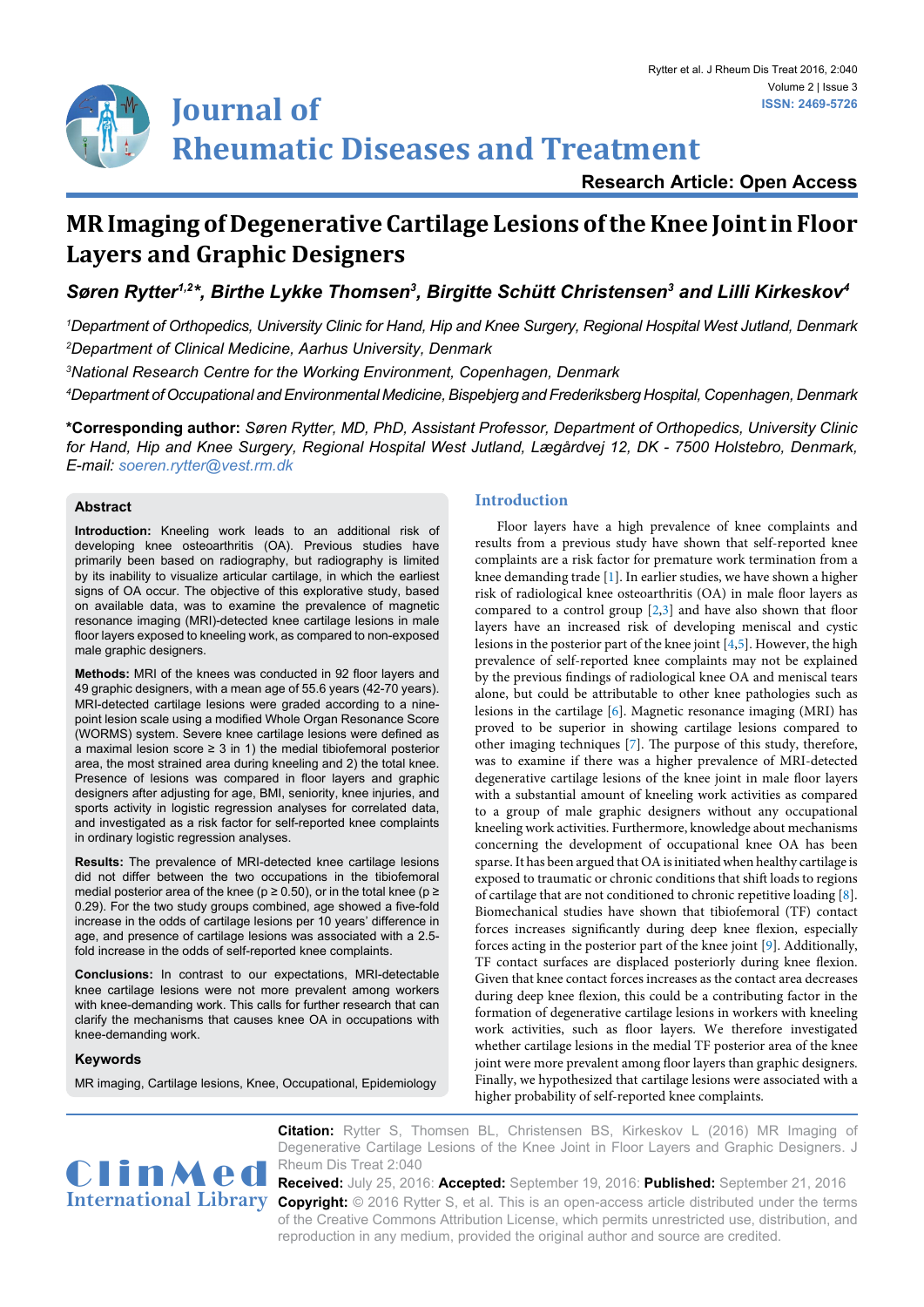# Journal of Rheumatic Diseases and Treatment

Research Article: Open Access

# MR Imaging of Degenerative Cartilage Lesions of the Knee Joint in Floor Layers and Graphic Designers

***Søren Rytter[1,2]\*, Birthe Lykke Thomsen[3], Birgitte Schütt Christensen[3] and Lilli Kirkeskov[4]***

*[1]Department of Orthopedics, University Clinic for Hand, Hip and Knee Surgery, Regional Hospital West Jutland, Denmark*

*[2]Department of Clinical Medicine, Aarhus University, Denmark*

*[3]National Research Centre for the Working Environment, Copenhagen, Denmark*

*[4]Department of Occupational and Environmental Medicine, Bispebjerg and Frederiksberg Hospital, Copenhagen, Denmark*

**\*Corresponding author:** *Søren Rytter, MD, PhD, Assistant Professor, Department of Orthopedics, University Clinic for Hand, Hip and Knee Surgery, Regional Hospital West Jutland, Lægårdvej 12, DK - 7500 Holstebro, Denmark, E-mail: soeren.rytter@vest.rm.dk*

## Abstract

**Introduction:** Kneeling work leads to an additional risk of developing knee osteoarthritis (OA). Previous studies have primarily been based on radiography, but radiography is limited by its inability to visualize articular cartilage, in which the earliest signs of OA occur. The objective of this explorative study, based on available data, was to examine the prevalence of magnetic resonance imaging (MRI)-detected knee cartilage lesions in male floor layers exposed to kneeling work, as compared to non-exposed male graphic designers.

**Methods:** MRI of the knees was conducted in 92 floor layers and 49 graphic designers, with a mean age of 55.6 years (42-70 years). MRI-detected cartilage lesions were graded according to a nine-point lesion scale using a modified Whole Organ Resonance Score (WORMS) system. Severe knee cartilage lesions were defined as a maximal lesion score ≥ 3 in 1) the medial tibiofemoral posterior area, the most strained area during kneeling and 2) the total knee. Presence of lesions was compared in floor layers and graphic designers after adjusting for age, BMI, seniority, knee injuries, and sports activity in logistic regression analyses for correlated data, and investigated as a risk factor for self-reported knee complaints in ordinary logistic regression analyses.

**Results:** The prevalence of MRI-detected knee cartilage lesions did not differ between the two occupations in the tibiofemoral medial posterior area of the knee ($p \geq 0.50$), or in the total knee ($p \geq 0.29$). For the two study groups combined, age showed a five-fold increase in the odds of cartilage lesions per 10 years' difference in age, and presence of cartilage lesions was associated with a 2.5-fold increase in the odds of self-reported knee complaints.

**Conclusions:** In contrast to our expectations, MRI-detectable knee cartilage lesions were not more prevalent among workers with knee-demanding work. This calls for further research that can clarify the mechanisms that causes knee OA in occupations with knee-demanding work.

### Keywords

MR imaging, Cartilage lesions, Knee, Occupational, Epidemiology

## Introduction

Floor layers have a high prevalence of knee complaints and results from a previous study have shown that self-reported knee complaints are a risk factor for premature work termination from a knee demanding trade [1]. In earlier studies, we have shown a higher risk of radiological knee osteoarthritis (OA) in male floor layers as compared to a control group [2,3] and have also shown that floor layers have an increased risk of developing meniscal and cystic lesions in the posterior part of the knee joint [4,5]. However, the high prevalence of self-reported knee complaints may not be explained by the previous findings of radiological knee OA and meniscal tears alone, but could be attributable to other knee pathologies such as lesions in the cartilage [6]. Magnetic resonance imaging (MRI) has proved to be superior in showing cartilage lesions compared to other imaging techniques [7]. The purpose of this study, therefore, was to examine if there was a higher prevalence of MRI-detected degenerative cartilage lesions of the knee joint in male floor layers with a substantial amount of kneeling work activities as compared to a group of male graphic designers without any occupational kneeling work activities. Furthermore, knowledge about mechanisms concerning the development of occupational knee OA has been sparse. It has been argued that OA is initiated when healthy cartilage is exposed to traumatic or chronic conditions that shift loads to regions of cartilage that are not conditioned to chronic repetitive loading [8]. Biomechanical studies have shown that tibiofemoral (TF) contact forces increases significantly during deep knee flexion, especially forces acting in the posterior part of the knee joint [9]. Additionally, TF contact surfaces are displaced posteriorly during knee flexion. Given that knee contact forces increases as the contact area decreases during deep knee flexion, this could be a contributing factor in the formation of degenerative cartilage lesions in workers with kneeling work activities, such as floor layers. We therefore investigated whether cartilage lesions in the medial TF posterior area of the knee joint were more prevalent among floor layers than graphic designers. Finally, we hypothesized that cartilage lesions were associated with a higher probability of self-reported knee complaints.

**Citation:** Rytter S, Thomsen BL, Christensen BS, Kirkeskov L (2016) MR Imaging of Degenerative Cartilage Lesions of the Knee Joint in Floor Layers and Graphic Designers. J Rheum Dis Treat 2:040

**Received:** July 25, 2016: **Accepted:** September 19, 2016: **Published:** September 21, 2016

**Copyright:** © 2016 Rytter S, et al. This is an open-access article distributed under the terms of the Creative Commons Attribution License, which permits unrestricted use, distribution, and reproduction in any medium, provided the original author and source are credited.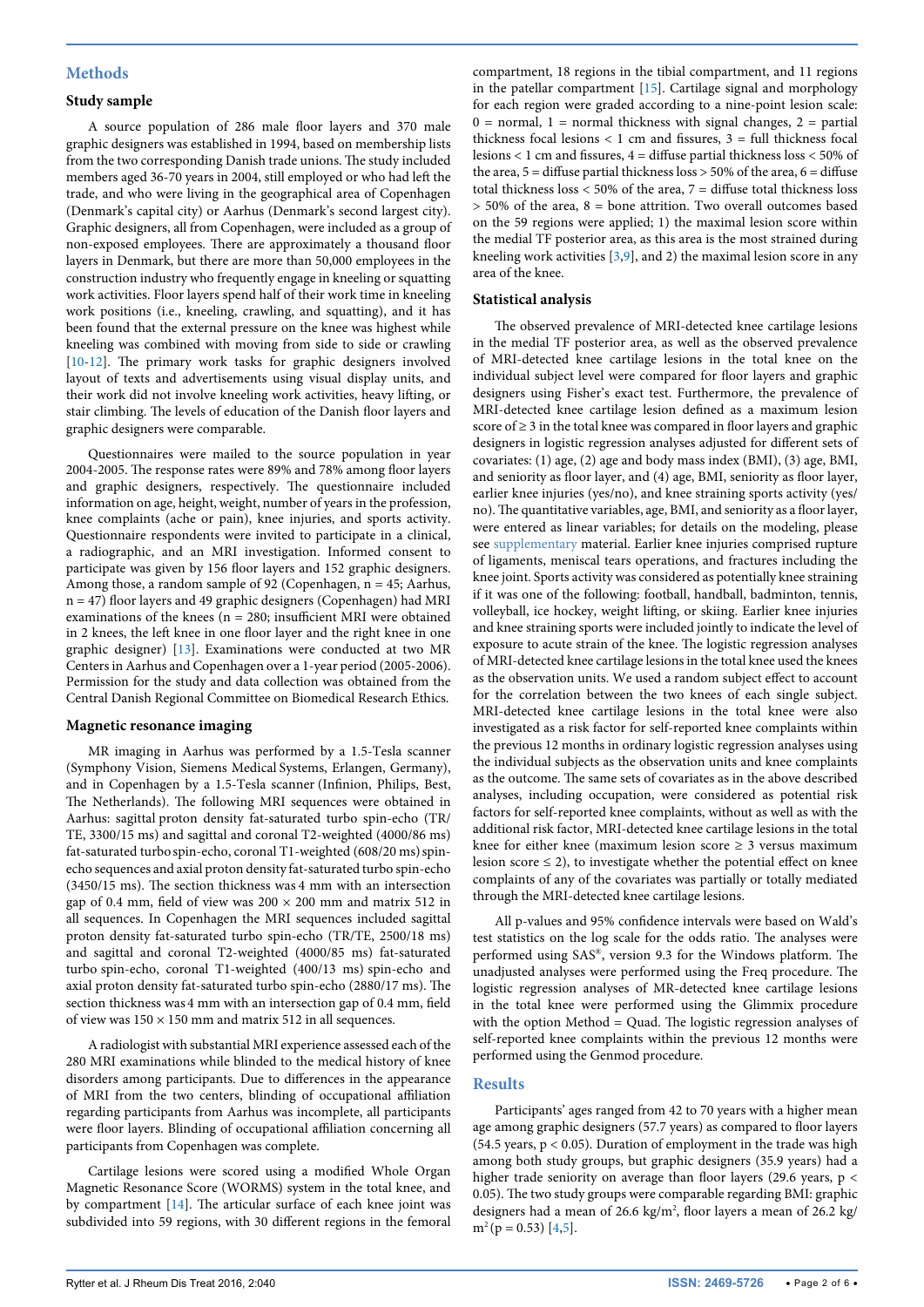## Methods

### Study sample

A source population of 286 male floor layers and 370 male graphic designers was established in 1994, based on membership lists from the two corresponding Danish trade unions. The study included members aged 36-70 years in 2004, still employed or who had left the trade, and who were living in the geographical area of Copenhagen (Denmark's capital city) or Aarhus (Denmark's second largest city). Graphic designers, all from Copenhagen, were included as a group of non-exposed employees. There are approximately a thousand floor layers in Denmark, but there are more than 50,000 employees in the construction industry who frequently engage in kneeling or squatting work activities. Floor layers spend half of their work time in kneeling work positions (i.e., kneeling, crawling, and squatting), and it has been found that the external pressure on the knee was highest while kneeling was combined with moving from side to side or crawling [10-12]. The primary work tasks for graphic designers involved layout of texts and advertisements using visual display units, and their work did not involve kneeling work activities, heavy lifting, or stair climbing. The levels of education of the Danish floor layers and graphic designers were comparable.

Questionnaires were mailed to the source population in year 2004-2005. The response rates were 89% and 74% among floor layers and graphic designers, respectively. The questionnaire included information on age, height, weight, number of years in the profession, knee complaints (ache or pain), knee injuries, and sports activity. Questionnaire respondents were invited to participate in a clinical, a radiographic, and an MRI investigation. Informed consent to participate was given by 156 floor layers and 152 graphic designers. Among those, a random sample of 92 (Copenhagen, n = 45; Aarhus, n = 47) floor layers and 49 graphic designers (Copenhagen) had MRI examinations of the knees (n = 280; insufficient MRI were obtained in 2 knees, the left knee in one floor layer and the right knee in one graphic designer) [13]. Examinations were conducted at two MR Centers in Aarhus and Copenhagen over a 1-year period (2005-2006). Permission for the study and data collection was obtained from the Central Danish Regional Committee on Biomedical Research Ethics.

### Magnetic resonance imaging

MR imaging in Aarhus was performed by a 1.5-Tesla scanner (Symphony Vision, Siemens Medical Systems, Erlangen, Germany), and in Copenhagen by a 1.5-Tesla scanner (Infinion, Philips, Best, The Netherlands). The following MRI sequences were obtained in Aarhus: sagittal proton density fat-saturated turbo spin-echo (TR/TE, 3300/15 ms) and sagittal and coronal T2-weighted (4000/86 ms) fat-saturated turbo spin-echo, coronal T1-weighted (608/20 ms) spin-echo sequences and axial proton density fat-saturated turbo spin-echo (3450/15 ms). The section thickness was 4 mm with an intersection gap of 0.4 mm, field of view was 200 × 200 mm and matrix 512 in all sequences. In Copenhagen the MRI sequences included sagittal proton density fat-saturated turbo spin-echo (TR/TE, 2500/18 ms) and sagittal and coronal T2-weighted (4000/85 ms) fat-saturated turbo spin-echo, coronal T1-weighted (400/13 ms) spin-echo and axial proton density fat-saturated turbo spin-echo (2880/17 ms). The section thickness was 4 mm with an intersection gap of 0.4 mm, field of view was 150 × 150 mm and matrix 512 in all sequences.

A radiologist with substantial MRI experience assessed each of the 280 MRI examinations while blinded to the medical history of knee disorders among participants. Due to differences in the appearance of MRI from the two centers, blinding of occupational affiliation regarding participants from Aarhus was incomplete, all participants were floor layers. Blinding of occupational affiliation concerning all participants from Copenhagen was complete.

Cartilage lesions were scored using a modified Whole Organ Magnetic Resonance Score (WORMS) system in the total knee, and by compartment [14]. The articular surface of each knee joint was subdivided into 59 regions, with 30 different regions in the femoral compartment, 18 regions in the tibial compartment, and 11 regions in the patellar compartment [15]. Cartilage signal and morphology for each region were graded according to a nine-point lesion scale: 0 = normal, 1 = normal thickness with signal changes, 2 = partial thickness focal lesions < 1 cm and fissures, 3 = full thickness focal lesions < 1 cm and fissures, 4 = diffuse partial thickness loss < 50% of the area, 5 = diffuse partial thickness loss > 50% of the area, 6 = diffuse total thickness loss < 50% of the area, 7 = diffuse total thickness loss > 50% of the area, 8 = bone attrition. Two overall outcomes based on the 59 regions were applied; 1) the maximal lesion score within the medial TF posterior area, as this area is the most strained during kneeling work activities [3,9], and 2) the maximal lesion score in any area of the knee.

### Statistical analysis

The observed prevalence of MRI-detected knee cartilage lesions in the medial TF posterior area, as well as the observed prevalence of MRI-detected knee cartilage lesions in the total knee on the individual subject level were compared for floor layers and graphic designers using Fisher's exact test. Furthermore, the prevalence of MRI-detected knee cartilage lesion defined as a maximum lesion score of ≥ 3 in the total knee was compared in floor layers and graphic designers in logistic regression analyses adjusted for different sets of covariates: (1) age, (2) age and body mass index (BMI), (3) age, BMI, and seniority as floor layer, and (4) age, BMI, seniority as floor layer, earlier knee injuries (yes/no), and knee straining sports activity (yes/no). The quantitative variables, age, BMI, and seniority as a floor layer, were entered as linear variables; for details on the modeling, please see supplementary material. Earlier knee injuries comprised rupture of ligaments, meniscal tears operations, and fractures including the knee joint. Sports activity was considered as potentially knee straining if it was one of the following: football, handball, badminton, tennis, volleyball, ice hockey, weight lifting, or skiing. Earlier knee injuries and knee straining sports were included jointly to indicate the level of exposure to acute strain of the knee. The logistic regression analyses of MRI-detected knee cartilage lesions in the total knee used the knees as the observation units. We used a random subject effect to account for the correlation between the two knees of each single subject. MRI-detected knee cartilage lesions in the total knee were also investigated as a risk factor for self-reported knee complaints within the previous 12 months in ordinary logistic regression analyses using the individual subjects as the observation units and knee complaints as the outcome. The same sets of covariates as in the above described analyses, including occupation, were considered as potential risk factors for self-reported knee complaints, without as well as with the additional risk factor, MRI-detected knee cartilage lesions in the total knee for either knee (maximum lesion score ≥ 3 versus maximum lesion score ≤ 2), to investigate whether the potential effect on knee complaints of any of the covariates was partially or totally mediated through the MRI-detected knee cartilage lesions.

All p-values and 95% confidence intervals were based on Wald's test statistics on the log scale for the odds ratio. The analyses were performed using SAS®, version 9.3 for the Windows platform. The unadjusted analyses were performed using the Freq procedure. The logistic regression analyses of MR-detected knee cartilage lesions in the total knee were performed using the Glimmix procedure with the option Method = Quad. The logistic regression analyses of self-reported knee complaints within the previous 12 months were performed using the Genmod procedure.

## Results

Participants' ages ranged from 42 to 70 years with a higher mean age among graphic designers (57.7 years) as compared to floor layers (54.5 years, $p < 0.05$). Duration of employment in the trade was high among both study groups, but graphic designers (35.9 years) had a higher trade seniority on average than floor layers (29.6 years, $p < 0.05$). The two study groups were comparable regarding BMI: graphic designers had a mean of 26.6 $kg/m^2$, floor layers a mean of 26.2 $kg/m^2$ ($p = 0.53$) [4,5].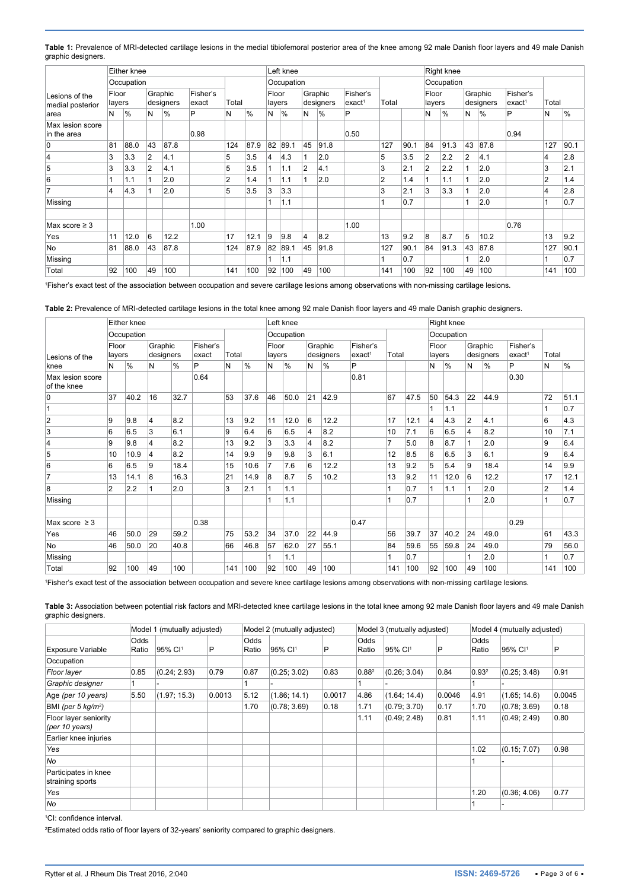**Table 1:** Prevalence of MRI-detected cartilage lesions in the medial tibiofemoral posterior area of the knee among 92 male Danish floor layers and 49 male Danish graphic designers.

| Lesions of the medial posterior area | Either knee | | | | | | | Left knee | | | | | | | Right knee | | | | | | |
|---|---|---|---|---|---|---|---|---|---|---|---|---|---|---|---|---|---|---|---|---|---|
| | Occupation | | | | | | | Occupation | | | | | | | Occupation | | | | | | |
| | Floor layers | | Graphic designers | | Fisher's exact | Total | | Floor layers | | Graphic designers | | Fisher's exact[1] | Total | | Floor layers | | Graphic designers | | Fisher's exact[1] | Total | |
| | N | % | N | % | P | N | % | N | % | N | % | P | | | N | % | N | % | P | N | % |
| Max lesion score in the area | | | | | 0.98 | | | | | | | 0.50 | | | | | | | 0.94 | | |
| 0 | 81 | 88.0 | 43 | 87.8 | | 124 | 87.9 | 82 | 89.1 | 45 | 91.8 | | 127 | 90.1 | 84 | 91.3 | 43 | 87.8 | | 127 | 90.1 |
| 4 | 3 | 3.3 | 2 | 4.1 | | 5 | 3.5 | 4 | 4.3 | 1 | 2.0 | | 5 | 3.5 | 2 | 2.2 | 2 | 4.1 | | 4 | 2.8 |
| 5 | 3 | 3.3 | 2 | 4.1 | | 5 | 3.5 | 1 | 1.1 | 2 | 4.1 | | 3 | 2.1 | 2 | 2.2 | 1 | 2.0 | | 3 | 2.1 |
| 6 | 1 | 1.1 | 1 | 2.0 | | 2 | 1.4 | 1 | 1.1 | 1 | 2.0 | | 2 | 1.4 | 1 | 1.1 | 1 | 2.0 | | 2 | 1.4 |
| 7 | 4 | 4.3 | 1 | 2.0 | | 5 | 3.5 | 3 | 3.3 | | | | 3 | 2.1 | 3 | 3.3 | 1 | 2.0 | | 4 | 2.8 |
| Missing | | | | | | | | 1 | 1.1 | | | | 1 | 0.7 | | | 1 | 2.0 | | 1 | 0.7 |
| | | | | | | | | | | | | | | | | | | | | | |
| Max score ≥ 3 | | | | | 1.00 | | | | | | | 1.00 | | | | | | | 0.76 | | |
| Yes | 11 | 12.0 | 6 | 12.2 | | 17 | 12.1 | 9 | 9.8 | 4 | 8.2 | | 13 | 9.2 | 8 | 8.7 | 5 | 10.2 | | 13 | 9.2 |
| No | 81 | 88.0 | 43 | 87.8 | | 124 | 87.9 | 82 | 89.1 | 45 | 91.8 | | 127 | 90.1 | 84 | 91.3 | 43 | 87.8 | | 127 | 90.1 |
| Missing | | | | | | | | 1 | 1.1 | | | | 1 | 0.7 | | | 1 | 2.0 | | 1 | 0.7 |
| Total | 92 | 100 | 49 | 100 | | 141 | 100 | 92 | 100 | 49 | 100 | | 141 | 100 | 92 | 100 | 49 | 100 | | 141 | 100 |

[1]Fisher's exact test of the association between occupation and severe cartilage lesions among observations with non-missing cartilage lesions.

**Table 2:** Prevalence of MRI-detected cartilage lesions in the total knee among 92 male Danish floor layers and 49 male Danish graphic designers.

| Lesions of the knee | Either knee | | | | | | | Left knee | | | | | | | Right knee | | | | | | |
|---|---|---|---|---|---|---|---|---|---|---|---|---|---|---|---|---|---|---|---|---|---|
| | Occupation | | | | | | | Occupation | | | | | | | Occupation | | | | | | |
| | Floor layers | | Graphic designers | | Fisher's exact | Total | | Floor layers | | Graphic designers | | Fisher's exact[1] | Total | | Floor layers | | Graphic designers | | Fisher's exact[1] | Total | |
| | N | % | N | % | P | N | % | N | % | N | % | P | | | N | % | N | % | P | N | % |
| Max lesion score of the knee | | | | | 0.64 | | | | | | | 0.81 | | | | | | | 0.30 | | |
| 0 | 37 | 40.2 | 16 | 32.7 | | 53 | 37.6 | 46 | 50.0 | 21 | 42.9 | | 67 | 47.5 | 50 | 54.3 | 22 | 44.9 | | 72 | 51.1 |
| 1 | | | | | | | | | | | | | | | 1 | 1.1 | | | | 1 | 0.7 |
| 2 | 9 | 9.8 | 4 | 8.2 | | 13 | 9.2 | 11 | 12.0 | 6 | 12.2 | | 17 | 12.1 | 4 | 4.3 | 2 | 4.1 | | 6 | 4.3 |
| 3 | 6 | 6.5 | 3 | 6.1 | | 9 | 6.4 | 6 | 6.5 | 4 | 8.2 | | 10 | 7.1 | 6 | 6.5 | 4 | 8.2 | | 10 | 7.1 |
| 4 | 9 | 9.8 | 4 | 8.2 | | 13 | 9.2 | 3 | 3.3 | 4 | 8.2 | | 7 | 5.0 | 8 | 8.7 | 1 | 2.0 | | 9 | 6.4 |
| 5 | 10 | 10.9 | 4 | 8.2 | | 14 | 9.9 | 9 | 9.8 | 3 | 6.1 | | 12 | 8.5 | 6 | 6.5 | 3 | 6.1 | | 9 | 6.4 |
| 6 | 6 | 6.5 | 9 | 18.4 | | 15 | 10.6 | 7 | 7.6 | 6 | 12.2 | | 13 | 9.2 | 5 | 5.4 | 9 | 18.4 | | 14 | 9.9 |
| 7 | 13 | 14.1 | 8 | 16.3 | | 21 | 14.9 | 8 | 8.7 | 5 | 10.2 | | 13 | 9.2 | 11 | 12.0 | 6 | 12.2 | | 17 | 12.1 |
| 8 | 2 | 2.2 | 1 | 2.0 | | 3 | 2.1 | 1 | 1.1 | | | | 1 | 0.7 | 1 | 1.1 | 1 | 2.0 | | 2 | 1.4 |
| Missing | | | | | | | | 1 | 1.1 | | | | 1 | 0.7 | | | 1 | 2.0 | | 1 | 0.7 |
| | | | | | | | | | | | | | | | | | | | | | |
| Max score ≥ 3 | | | | | 0.38 | | | | | | | 0.47 | | | | | | | 0.29 | | |
| Yes | 46 | 50.0 | 29 | 59.2 | | 75 | 53.2 | 34 | 37.0 | 22 | 44.9 | | 56 | 39.7 | 37 | 40.2 | 24 | 49.0 | | 61 | 43.3 |
| No | 46 | 50.0 | 20 | 40.8 | | 66 | 46.8 | 57 | 62.0 | 27 | 55.1 | | 84 | 59.6 | 55 | 59.8 | 24 | 49.0 | | 79 | 56.0 |
| Missing | | | | | | | | 1 | 1.1 | | | | 1 | 0.7 | | | 1 | 2.0 | | 1 | 0.7 |
| Total | 92 | 100 | 49 | 100 | | 141 | 100 | 92 | 100 | 49 | 100 | | 141 | 100 | 92 | 100 | 49 | 100 | | 141 | 100 |

[1]Fisher's exact test of the association between occupation and severe knee cartilage lesions among observations with non-missing cartilage lesions.

**Table 3:** Association between potential risk factors and MRI-detected knee cartilage lesions in the total knee among 92 male Danish floor layers and 49 male Danish graphic designers.

| Exposure Variable | Model 1 (mutually adjusted) | | | Model 2 (mutually adjusted) | | | Model 3 (mutually adjusted) | | | Model 4 (mutually adjusted) | | |
|---|---|---|---|---|---|---|---|---|---|---|---|---|
| | Odds Ratio | 95% CI[1] | P | Odds Ratio | 95% CI[1] | P | Odds Ratio | 95% CI[1] | P | Odds Ratio | 95% CI[1] | P |
| Occupation | | | | | | | | | | | | |
| *Floor layer* | 0.85 | (0.24; 2.93) | 0.79 | 0.87 | (0.25; 3.02) | 0.83 | 0.88[2] | (0.26; 3.04) | 0.84 | 0.93[2] | (0.25; 3.48) | 0.91 |
| *Graphic designer* | 1 | - | | 1 | - | | 1 | - | | 1 | - | |
| Age *(per 10 years)* | 5.50 | (1.97; 15.3) | 0.0013 | 5.12 | (1.86; 14.1) | 0.0017 | 4.86 | (1.64; 14.4) | 0.0046 | 4.91 | (1.65; 14.6) | 0.0045 |
| BMI *(per 5 kg/m²)* | | | | 1.70 | (0.78; 3.69) | 0.18 | 1.71 | (0.79; 3.70) | 0.17 | 1.70 | (0.78; 3.69) | 0.18 |
| Floor layer seniority *(per 10 years)* | | | | | | | 1.11 | (0.49; 2.48) | 0.81 | 1.11 | (0.49; 2.49) | 0.80 |
| Earlier knee injuries | | | | | | | | | | | | |
| *Yes* | | | | | | | | | | 1.02 | (0.15; 7.07) | 0.98 |
| *No* | | | | | | | | | | 1 | - | |
| Participates in knee straining sports | | | | | | | | | | | | |
| *Yes* | | | | | | | | | | 1.20 | (0.36; 4.06) | 0.77 |
| *No* | | | | | | | | | | 1 | - | |

[1]CI: confidence interval.

[2]Estimated odds ratio of floor layers of 32-years' seniority compared to graphic designers.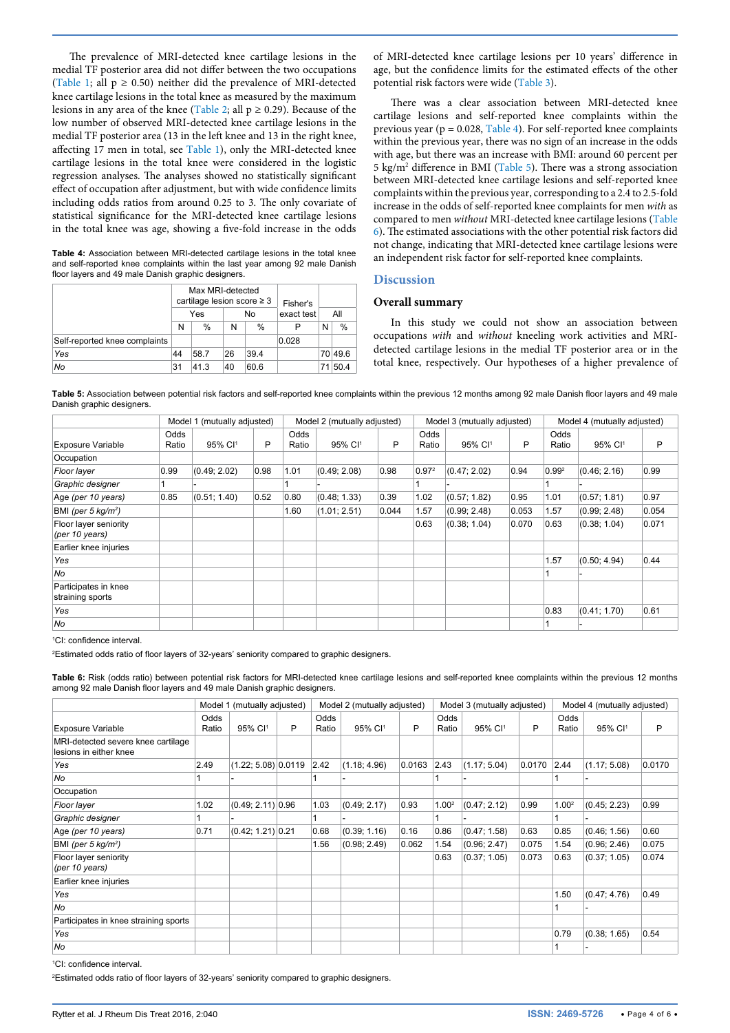The prevalence of MRI-detected knee cartilage lesions in the medial TF posterior area did not differ between the two occupations (Table 1; all $p \geq 0.50$) neither did the prevalence of MRI-detected knee cartilage lesions in the total knee as measured by the maximum lesions in any area of the knee (Table 2; all $p \geq 0.29$). Because of the low number of observed MRI-detected knee cartilage lesions in the medial TF posterior area (13 in the left knee and 13 in the right knee, affecting 17 men in total, see Table 1), only the MRI-detected knee cartilage lesions in the total knee were considered in the logistic regression analyses. The analyses showed no statistically significant effect of occupation after adjustment, but with wide confidence limits including odds ratios from around 0.25 to 3. The only covariate of statistical significance for the MRI-detected knee cartilage lesions in the total knee was age, showing a five-fold increase in the odds of MRI-detected knee cartilage lesions per 10 years' difference in age, but the confidence limits for the estimated effects of the other potential risk factors were wide (Table 3).

**Table 4:** Association between MRI-detected cartilage lesions in the total knee and self-reported knee complaints within the last year among 92 male Danish floor layers and 49 male Danish graphic designers.

| | Max MRI-detected cartilage lesion score ≥ 3 | | | | Fisher's exact test | All | |
|---|---|---|---|---|---|---|---|
| | Yes | | No | | | | |
| | N | % | N | % | P | N | % |
| Self-reported knee complaints | | | | | 0.028 | | |
| *Yes* | 44 | 58.7 | 26 | 39.4 | | 70 | 49.6 |
| *No* | 31 | 41.3 | 40 | 60.6 | | 71 | 50.4 |

There was a clear association between MRI-detected knee cartilage lesions and self-reported knee complaints within the previous year (p = 0.028, Table 4). For self-reported knee complaints within the previous year, there was no sign of an increase in the odds with age, but there was an increase with BMI: around 60 percent per 5 kg/m² difference in BMI (Table 5). There was a strong association between MRI-detected knee cartilage lesions and self-reported knee complaints within the previous year, corresponding to a 2.4 to 2.5-fold increase in the odds of self-reported knee complaints for men *with* as compared to men *without* MRI-detected knee cartilage lesions (Table 6). The estimated associations with the other potential risk factors did not change, indicating that MRI-detected knee cartilage lesions were an independent risk factor for self-reported knee complaints.

## Discussion

### Overall summary

In this study we could not show an association between occupations *with* and *without* kneeling work activities and MRI-detected cartilage lesions in the medial TF posterior area or in the total knee, respectively. Our hypotheses of a higher prevalence of

**Table 5:** Association between potential risk factors and self-reported knee complaints within the previous 12 months among 92 male Danish floor layers and 49 male Danish graphic designers.

| | Model 1 (mutually adjusted) | | | Model 2 (mutually adjusted) | | | Model 3 (mutually adjusted) | | | Model 4 (mutually adjusted) | | |
|---|---|---|---|---|---|---|---|---|---|---|---|---|
| Exposure Variable | Odds Ratio | 95% CI[1] | P | Odds Ratio | 95% CI[1] | P | Odds Ratio | 95% CI[1] | P | Odds Ratio | 95% CI[1] | P |
| Occupation | | | | | | | | | | | | |
| *Floor layer* | 0.99 | (0.49; 2.02) | 0.98 | 1.01 | (0.49; 2.08) | 0.98 | 0.97[2] | (0.47; 2.02) | 0.94 | 0.99[2] | (0.46; 2.16) | 0.99 |
| *Graphic designer* | 1 | - | | 1 | - | | 1 | - | | 1 | - | |
| Age *(per 10 years)* | 0.85 | (0.51; 1.40) | 0.52 | 0.80 | (0.48; 1.33) | 0.39 | 1.02 | (0.57; 1.82) | 0.95 | 1.01 | (0.57; 1.81) | 0.97 |
| BMI *(per 5 kg/m²)* | | | | 1.60 | (1.01; 2.51) | 0.044 | 1.57 | (0.99; 2.48) | 0.053 | 1.57 | (0.99; 2.48) | 0.054 |
| Floor layer seniority *(per 10 years)* | | | | | | | 0.63 | (0.38; 1.04) | 0.070 | 0.63 | (0.38; 1.04) | 0.071 |
| Earlier knee injuries | | | | | | | | | | | | |
| *Yes* | | | | | | | | | | 1.57 | (0.50; 4.94) | 0.44 |
| *No* | | | | | | | | | | 1 | - | |
| Participates in knee straining sports | | | | | | | | | | | | |
| *Yes* | | | | | | | | | | 0.83 | (0.41; 1.70) | 0.61 |
| *No* | | | | | | | | | | 1 | - | |

[1]CI: confidence interval.

[2]Estimated odds ratio of floor layers of 32-years' seniority compared to graphic designers.

**Table 6:** Risk (odds ratio) between potential risk factors for MRI-detected knee cartilage lesions and self-reported knee complaints within the previous 12 months among 92 male Danish floor layers and 49 male Danish graphic designers.

| | Model 1 (mutually adjusted) | | | Model 2 (mutually adjusted) | | | Model 3 (mutually adjusted) | | | Model 4 (mutually adjusted) | | |
|---|---|---|---|---|---|---|---|---|---|---|---|---|
| Exposure Variable | Odds Ratio | 95% CI[1] | P | Odds Ratio | 95% CI[1] | P | Odds Ratio | 95% CI[1] | P | Odds Ratio | 95% CI[1] | P |
| MRI-detected severe knee cartilage lesions in either knee | | | | | | | | | | | | |
| *Yes* | 2.49 | (1.22; 5.08) | 0.0119 | 2.42 | (1.18; 4.96) | 0.0163 | 2.43 | (1.17; 5.04) | 0.0170 | 2.44 | (1.17; 5.08) | 0.0170 |
| *No* | 1 | - | | 1 | - | | 1 | - | | 1 | - | |
| Occupation | | | | | | | | | | | | |
| *Floor layer* | 1.02 | (0.49; 2.11) | 0.96 | 1.03 | (0.49; 2.17) | 0.93 | 1.00[2] | (0.47; 2.12) | 0.99 | 1.00[2] | (0.45; 2.23) | 0.99 |
| *Graphic designer* | 1 | - | | 1 | - | | 1 | - | | 1 | - | |
| Age *(per 10 years)* | 0.71 | (0.42; 1.21) | 0.21 | 0.68 | (0.39; 1.16) | 0.16 | 0.86 | (0.47; 1.58) | 0.63 | 0.85 | (0.46; 1.56) | 0.60 |
| BMI *(per 5 kg/m²)* | | | | 1.56 | (0.98; 2.49) | 0.062 | 1.54 | (0.96; 2.47) | 0.075 | 1.54 | (0.96; 2.46) | 0.075 |
| Floor layer seniority *(per 10 years)* | | | | | | | 0.63 | (0.37; 1.05) | 0.073 | 0.63 | (0.37; 1.05) | 0.074 |
| Earlier knee injuries | | | | | | | | | | | | |
| *Yes* | | | | | | | | | | 1.50 | (0.47; 4.76) | 0.49 |
| *No* | | | | | | | | | | 1 | - | |
| Participates in knee straining sports | | | | | | | | | | | | |
| *Yes* | | | | | | | | | | 0.79 | (0.38; 1.65) | 0.54 |
| *No* | | | | | | | | | | 1 | - | |

[1]CI: confidence interval.

[2]Estimated odds ratio of floor layers of 32-years' seniority compared to graphic designers.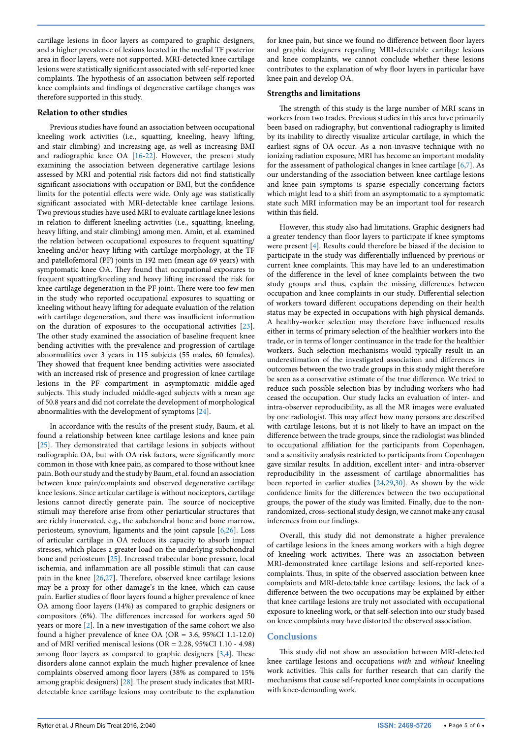cartilage lesions in floor layers as compared to graphic designers, and a higher prevalence of lesions located in the medial TF posterior area in floor layers, were not supported. MRI-detected knee cartilage lesions were statistically significant associated with self-reported knee complaints. The hypothesis of an association between self-reported knee complaints and findings of degenerative cartilage changes was therefore supported in this study.

### Relation to other studies

Previous studies have found an association between occupational kneeling work activities (i.e., squatting, kneeling, heavy lifting, and stair climbing) and increasing age, as well as increasing BMI and radiographic knee OA [16-22]. However, the present study examining the association between degenerative cartilage lesions assessed by MRI and potential risk factors did not find statistically significant associations with occupation or BMI, but the confidence limits for the potential effects were wide. Only age was statistically significant associated with MRI-detectable knee cartilage lesions. Two previous studies have used MRI to evaluate cartilage knee lesions in relation to different kneeling activities (i.e., squatting, kneeling, heavy lifting, and stair climbing) among men. Amin, et al. examined the relation between occupational exposures to frequent squatting/kneeling and/or heavy lifting with cartilage morphology, at the TF and patellofemoral (PF) joints in 192 men (mean age 69 years) with symptomatic knee OA. They found that occupational exposures to frequent squatting/kneeling and heavy lifting increased the risk for knee cartilage degeneration in the PF joint. There were too few men in the study who reported occupational exposures to squatting or kneeling without heavy lifting for adequate evaluation of the relation with cartilage degeneration, and there was insufficient information on the duration of exposures to the occupational activities [23]. The other study examined the association of baseline frequent knee bending activities with the prevalence and progression of cartilage abnormalities over 3 years in 115 subjects (55 males, 60 females). They showed that frequent knee bending activities were associated with an increased risk of presence and progression of knee cartilage lesions in the PF compartment in asymptomatic middle-aged subjects. This study included middle-aged subjects with a mean age of 50.8 years and did not correlate the development of morphological abnormalities with the development of symptoms [24].

In accordance with the results of the present study, Baum, et al. found a relationship between knee cartilage lesions and knee pain [25]. They demonstrated that cartilage lesions in subjects without radiographic OA, but with OA risk factors, were significantly more common in those with knee pain, as compared to those without knee pain. Both our study and the study by Baum, et al. found an association between knee pain/complaints and observed degenerative cartilage knee lesions. Since articular cartilage is without nociceptors, cartilage lesions cannot directly generate pain. The source of nociceptive stimuli may therefore arise from other periarticular structures that are richly innervated, e.g., the subchondral bone and bone marrow, periosteum, synovium, ligaments and the joint capsule [6,26]. Loss of articular cartilage in OA reduces its capacity to absorb impact stresses, which places a greater load on the underlying subchondral bone and periosteum [25]. Increased trabecular bone pressure, local ischemia, and inflammation are all possible stimuli that can cause pain in the knee [26,27]. Therefore, observed knee cartilage lesions may be a proxy for other damage's in the knee, which can cause pain. Earlier studies of floor layers found a higher prevalence of knee OA among floor layers (14%) as compared to graphic designers or compositors (6%). The differences increased for workers aged 50 years or more [2]. In a new investigation of the same cohort we also found a higher prevalence of knee OA (OR = 3.6, 95%CI 1.1-12.0) and of MRI verified meniscal lesions (OR = 2.28, 95%CI 1.10 - 4.98) among floor layers as compared to graphic designers [3,4]. These disorders alone cannot explain the much higher prevalence of knee complaints observed among floor layers (38% as compared to 15% among graphic designers) [28]. The present study indicates that MRI-detectable knee cartilage lesions may contribute to the explanation for knee pain, but since we found no difference between floor layers and graphic designers regarding MRI-detectable cartilage lesions and knee complaints, we cannot conclude whether these lesions contributes to the explanation of why floor layers in particular have knee pain and develop OA.

### Strengths and limitations

The strength of this study is the large number of MRI scans in workers from two trades. Previous studies in this area have primarily been based on radiography, but conventional radiography is limited by its inability to directly visualize articular cartilage, in which the earliest signs of OA occur. As a non-invasive technique with no ionizing radiation exposure, MRI has become an important modality for the assessment of pathological changes in knee cartilage [6,7]. As our understanding of the association between knee cartilage lesions and knee pain symptoms is sparse especially concerning factors which might lead to a shift from an asymptomatic to a symptomatic state such MRI information may be an important tool for research within this field.

However, this study also had limitations. Graphic designers had a greater tendency than floor layers to participate if knee symptoms were present [4]. Results could therefore be biased if the decision to participate in the study was differentially influenced by previous or current knee complaints. This may have led to an underestimation of the difference in the level of knee complaints between the two study groups and thus, explain the missing differences between occupation and knee complaints in our study. Differential selection of workers toward different occupations depending on their health status may be expected in occupations with high physical demands. A healthy-worker selection may therefore have influenced results either in terms of primary selection of the healthier workers into the trade, or in terms of longer continuance in the trade for the healthier workers. Such selection mechanisms would typically result in an underestimation of the investigated association and differences in outcomes between the two trade groups in this study might therefore be seen as a conservative estimate of the true difference. We tried to reduce such possible selection bias by including workers who had ceased the occupation. Our study lacks an evaluation of inter- and intra-observer reproducibility, as all the MR images were evaluated by one radiologist. This may affect how many persons are described with cartilage lesions, but it is not likely to have an impact on the difference between the trade groups, since the radiologist was blinded to occupational affiliation for the participants from Copenhagen, and a sensitivity analysis restricted to participants from Copenhagen gave similar results. In addition, excellent inter- and intra-observer reproducibility in the assessment of cartilage abnormalities has been reported in earlier studies [24,29,30]. As shown by the wide confidence limits for the differences between the two occupational groups, the power of the study was limited. Finally, due to the non-randomized, cross-sectional study design, we cannot make any causal inferences from our findings.

Overall, this study did not demonstrate a higher prevalence of cartilage lesions in the knees among workers with a high degree of kneeling work activities. There was an association between MRI-demonstrated knee cartilage lesions and self-reported knee-complaints. Thus, in spite of the observed association between knee complaints and MRI-detectable knee cartilage lesions, the lack of a difference between the two occupations may be explained by either that knee cartilage lesions are truly not associated with occupational exposure to kneeling work, or that self-selection into our study based on knee complaints may have distorted the observed association.

## Conclusions

This study did not show an association between MRI-detected knee cartilage lesions and occupations *with* and *without* kneeling work activities. This calls for further research that can clarify the mechanisms that cause self-reported knee complaints in occupations with knee-demanding work.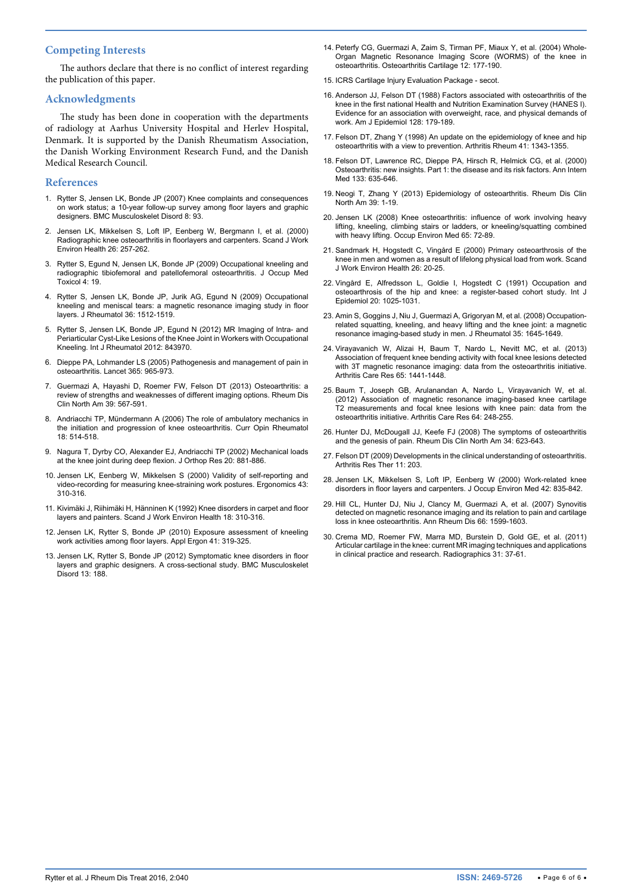## Competing Interests

The authors declare that there is no conflict of interest regarding the publication of this paper.

## Acknowledgments

The study has been done in cooperation with the departments of radiology at Aarhus University Hospital and Herlev Hospital, Denmark. It is supported by the Danish Rheumatism Association, the Danish Working Environment Research Fund, and the Danish Medical Research Council.

## References

1. Rytter S, Jensen LK, Bonde JP (2007) Knee complaints and consequences on work status; a 10-year follow-up survey among floor layers and graphic designers. BMC Musculoskelet Disord 8: 93.
2. Jensen LK, Mikkelsen S, Loft IP, Eenberg W, Bergmann I, et al. (2000) Radiographic knee osteoarthritis in floorlayers and carpenters. Scand J Work Environ Health 26: 257-262.
3. Rytter S, Egund N, Jensen LK, Bonde JP (2009) Occupational kneeling and radiographic tibiofemoral and patellofemoral osteoarthritis. J Occup Med Toxicol 4: 19.
4. Rytter S, Jensen LK, Bonde JP, Jurik AG, Egund N (2009) Occupational kneeling and meniscal tears: a magnetic resonance imaging study in floor layers. J Rheumatol 36: 1512-1519.
5. Rytter S, Jensen LK, Bonde JP, Egund N (2012) MR Imaging of Intra- and Periarticular Cyst-Like Lesions of the Knee Joint in Workers with Occupational Kneeling. Int J Rheumatol 2012: 843970.
6. Dieppe PA, Lohmander LS (2005) Pathogenesis and management of pain in osteoarthritis. Lancet 365: 965-973.
7. Guermazi A, Hayashi D, Roemer FW, Felson DT (2013) Osteoarthritis: a review of strengths and weaknesses of different imaging options. Rheum Dis Clin North Am 39: 567-591.
8. Andriacchi TP, Mündermann A (2006) The role of ambulatory mechanics in the initiation and progression of knee osteoarthritis. Curr Opin Rheumatol 18: 514-518.
9. Nagura T, Dyrby CO, Alexander EJ, Andriacchi TP (2002) Mechanical loads at the knee joint during deep flexion. J Orthop Res 20: 881-886.
10. Jensen LK, Eenberg W, Mikkelsen S (2000) Validity of self-reporting and video-recording for measuring knee-straining work postures. Ergonomics 43: 310-316.
11. Kivimäki J, Riihimäki H, Hänninen K (1992) Knee disorders in carpet and floor layers and painters. Scand J Work Environ Health 18: 310-316.
12. Jensen LK, Rytter S, Bonde JP (2010) Exposure assessment of kneeling work activities among floor layers. Appl Ergon 41: 319-325.
13. Jensen LK, Rytter S, Bonde JP (2012) Symptomatic knee disorders in floor layers and graphic designers. A cross-sectional study. BMC Musculoskelet Disord 13: 188.
14. Peterfy CG, Guermazi A, Zaim S, Tirman PF, Miaux Y, et al. (2004) Whole-Organ Magnetic Resonance Imaging Score (WORMS) of the knee in osteoarthritis. Osteoarthritis Cartilage 12: 177-190.
15. ICRS Cartilage Injury Evaluation Package - secot.
16. Anderson JJ, Felson DT (1988) Factors associated with osteoarthritis of the knee in the first national Health and Nutrition Examination Survey (HANES I). Evidence for an association with overweight, race, and physical demands of work. Am J Epidemiol 128: 179-189.
17. Felson DT, Zhang Y (1998) An update on the epidemiology of knee and hip osteoarthritis with a view to prevention. Arthritis Rheum 41: 1343-1355.
18. Felson DT, Lawrence RC, Dieppe PA, Hirsch R, Helmick CG, et al. (2000) Osteoarthritis: new insights. Part 1: the disease and its risk factors. Ann Intern Med 133: 635-646.
19. Neogi T, Zhang Y (2013) Epidemiology of osteoarthritis. Rheum Dis Clin North Am 39: 1-19.
20. Jensen LK (2008) Knee osteoarthritis: influence of work involving heavy lifting, kneeling, climbing stairs or ladders, or kneeling/squatting combined with heavy lifting. Occup Environ Med 65: 72-89.
21. Sandmark H, Hogstedt C, Vingård E (2000) Primary osteoarthrosis of the knee in men and women as a result of lifelong physical load from work. Scand J Work Environ Health 26: 20-25.
22. Vingård E, Alfredsson L, Goldie I, Hogstedt C (1991) Occupation and osteoarthrosis of the hip and knee: a register-based cohort study. Int J Epidemiol 20: 1025-1031.
23. Amin S, Goggins J, Niu J, Guermazi A, Grigoryan M, et al. (2008) Occupation-related squatting, kneeling, and heavy lifting and the knee joint: a magnetic resonance imaging-based study in men. J Rheumatol 35: 1645-1649.
24. Virayavanich W, Alizai H, Baum T, Nardo L, Nevitt MC, et al. (2013) Association of frequent knee bending activity with focal knee lesions detected with 3T magnetic resonance imaging: data from the osteoarthritis initiative. Arthritis Care Res 65: 1441-1448.
25. Baum T, Joseph GB, Arulanandan A, Nardo L, Virayavanich W, et al. (2012) Association of magnetic resonance imaging-based knee cartilage T2 measurements and focal knee lesions with knee pain: data from the osteoarthritis initiative. Arthritis Care Res 64: 248-255.
26. Hunter DJ, McDougall JJ, Keefe FJ (2008) The symptoms of osteoarthritis and the genesis of pain. Rheum Dis Clin North Am 34: 623-643.
27. Felson DT (2009) Developments in the clinical understanding of osteoarthritis. Arthritis Res Ther 11: 203.
28. Jensen LK, Mikkelsen S, Loft IP, Eenberg W (2000) Work-related knee disorders in floor layers and carpenters. J Occup Environ Med 42: 835-842.
29. Hill CL, Hunter DJ, Niu J, Clancy M, Guermazi A, et al. (2007) Synovitis detected on magnetic resonance imaging and its relation to pain and cartilage loss in knee osteoarthritis. Ann Rheum Dis 66: 1599-1603.
30. Crema MD, Roemer FW, Marra MD, Burstein D, Gold GE, et al. (2011) Articular cartilage in the knee: current MR imaging techniques and applications in clinical practice and research. Radiographics 31: 37-61.